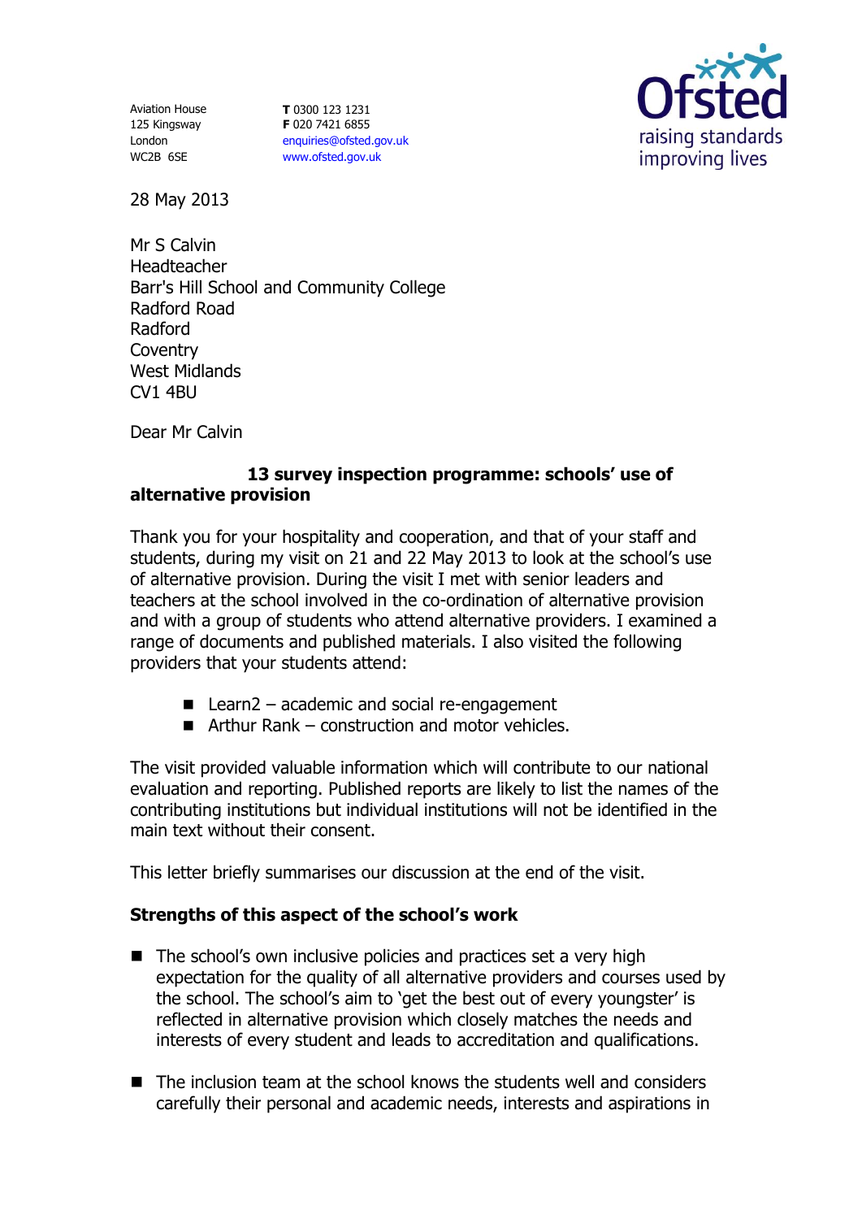Aviation House
125 Kingsway
London
WC2B 6SE

**T** 0300 123 1231
**F** 020 7421 6855
enquiries@ofsted.gov.uk
www.ofsted.gov.uk

28 May 2013

Mr S Calvin
Headteacher
Barr's Hill School and Community College
Radford Road
Radford
Coventry
West Midlands
CV1 4BU

Dear Mr Calvin

**13 survey inspection programme: schools' use of alternative provision**

Thank you for your hospitality and cooperation, and that of your staff and students, during my visit on 21 and 22 May 2013 to look at the school's use of alternative provision. During the visit I met with senior leaders and teachers at the school involved in the co-ordination of alternative provision and with a group of students who attend alternative providers. I examined a range of documents and published materials. I also visited the following providers that your students attend:

- Learn2 – academic and social re-engagement
- Arthur Rank – construction and motor vehicles.

The visit provided valuable information which will contribute to our national evaluation and reporting. Published reports are likely to list the names of the contributing institutions but individual institutions will not be identified in the main text without their consent.

This letter briefly summarises our discussion at the end of the visit.

**Strengths of this aspect of the school's work**

- The school's own inclusive policies and practices set a very high expectation for the quality of all alternative providers and courses used by the school. The school's aim to 'get the best out of every youngster' is reflected in alternative provision which closely matches the needs and interests of every student and leads to accreditation and qualifications.
- The inclusion team at the school knows the students well and considers carefully their personal and academic needs, interests and aspirations in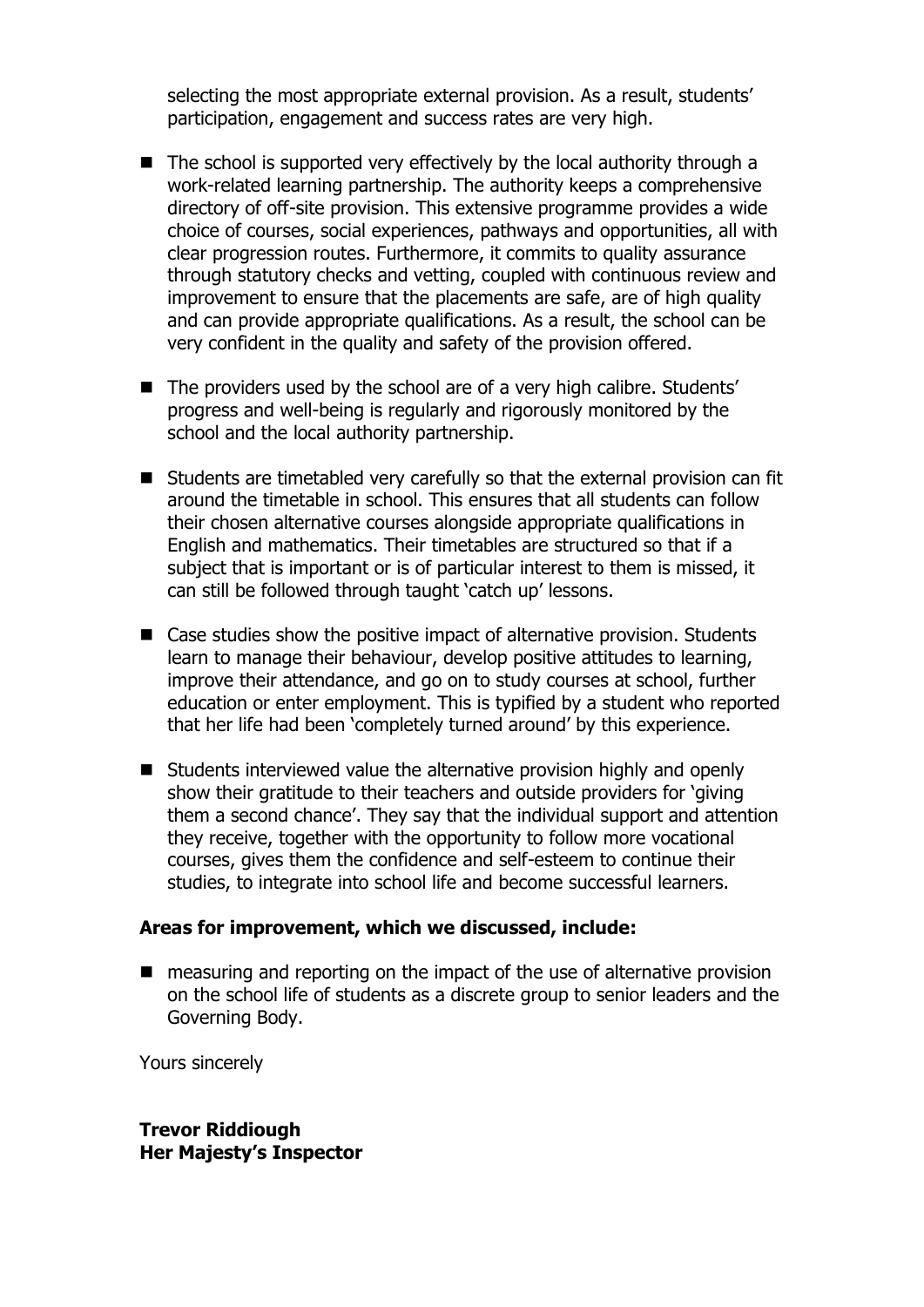selecting the most appropriate external provision. As a result, students' participation, engagement and success rates are very high.

- The school is supported very effectively by the local authority through a work-related learning partnership. The authority keeps a comprehensive directory of off-site provision. This extensive programme provides a wide choice of courses, social experiences, pathways and opportunities, all with clear progression routes. Furthermore, it commits to quality assurance through statutory checks and vetting, coupled with continuous review and improvement to ensure that the placements are safe, are of high quality and can provide appropriate qualifications. As a result, the school can be very confident in the quality and safety of the provision offered.

- The providers used by the school are of a very high calibre. Students' progress and well-being is regularly and rigorously monitored by the school and the local authority partnership.

- Students are timetabled very carefully so that the external provision can fit around the timetable in school. This ensures that all students can follow their chosen alternative courses alongside appropriate qualifications in English and mathematics. Their timetables are structured so that if a subject that is important or is of particular interest to them is missed, it can still be followed through taught 'catch up' lessons.

- Case studies show the positive impact of alternative provision. Students learn to manage their behaviour, develop positive attitudes to learning, improve their attendance, and go on to study courses at school, further education or enter employment. This is typified by a student who reported that her life had been 'completely turned around' by this experience.

- Students interviewed value the alternative provision highly and openly show their gratitude to their teachers and outside providers for 'giving them a second chance'. They say that the individual support and attention they receive, together with the opportunity to follow more vocational courses, gives them the confidence and self-esteem to continue their studies, to integrate into school life and become successful learners.

**Areas for improvement, which we discussed, include:**

- measuring and reporting on the impact of the use of alternative provision on the school life of students as a discrete group to senior leaders and the Governing Body.

Yours sincerely

**Trevor Riddiough**
**Her Majesty's Inspector**